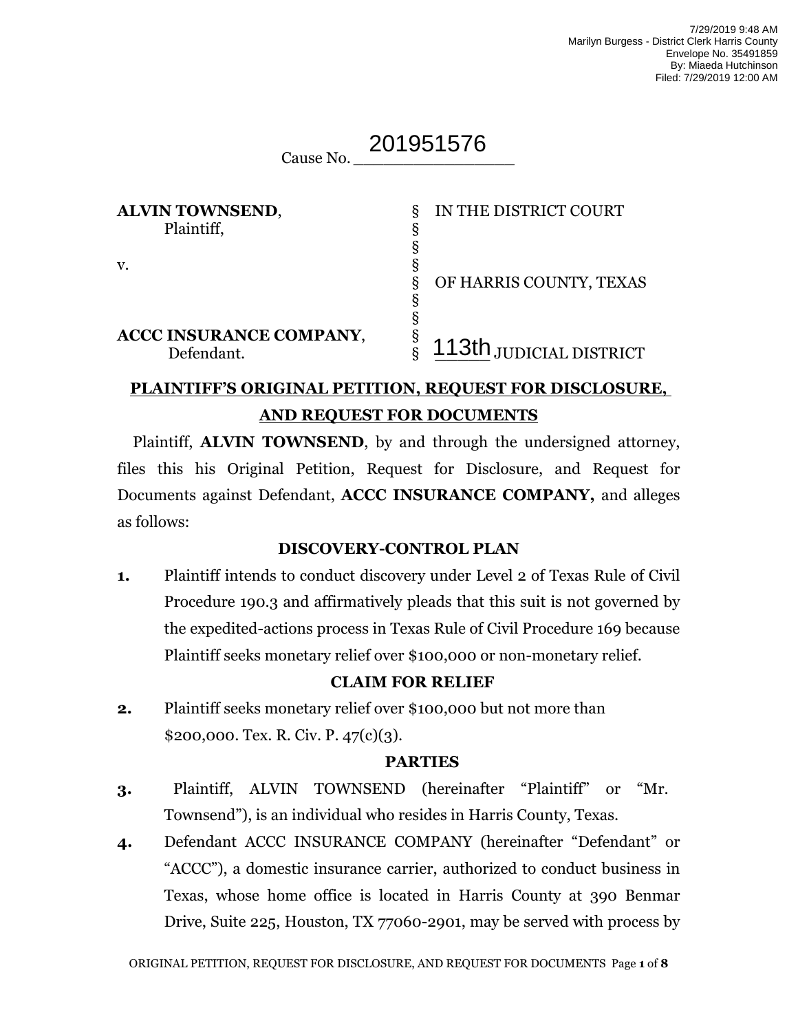7/29/2019 9:48 AM
Marilyn Burgess - District Clerk Harris County
Envelope No. 35491859
By: Miaeda Hutchinson
Filed: 7/29/2019 12:00 AM

Cause No. 201951576

| | | |
|---|---|---|
| **ALVIN TOWNSEND**, Plaintiff, | § | IN THE DISTRICT COURT |
| | § | |
| | § | |
| v. | § | |
| | § | OF HARRIS COUNTY, TEXAS |
| | § | |
| | § | |
| **ACCC INSURANCE COMPANY**, | § | |
| Defendant. | § | 113th JUDICIAL DISTRICT |

## PLAINTIFF'S ORIGINAL PETITION, REQUEST FOR DISCLOSURE, AND REQUEST FOR DOCUMENTS

Plaintiff, **ALVIN TOWNSEND**, by and through the undersigned attorney, files this his Original Petition, Request for Disclosure, and Request for Documents against Defendant, **ACCC INSURANCE COMPANY,** and alleges as follows:

### DISCOVERY-CONTROL PLAN

**1.** Plaintiff intends to conduct discovery under Level 2 of Texas Rule of Civil Procedure 190.3 and affirmatively pleads that this suit is not governed by the expedited-actions process in Texas Rule of Civil Procedure 169 because Plaintiff seeks monetary relief over $100,000 or non-monetary relief.

### CLAIM FOR RELIEF

**2.** Plaintiff seeks monetary relief over $100,000 but not more than $200,000. Tex. R. Civ. P. 47(c)(3).

### PARTIES

**3.** Plaintiff, ALVIN TOWNSEND (hereinafter "Plaintiff" or "Mr. Townsend"), is an individual who resides in Harris County, Texas.

**4.** Defendant ACCC INSURANCE COMPANY (hereinafter "Defendant" or "ACCC"), a domestic insurance carrier, authorized to conduct business in Texas, whose home office is located in Harris County at 390 Benmar Drive, Suite 225, Houston, TX 77060-2901, may be served with process by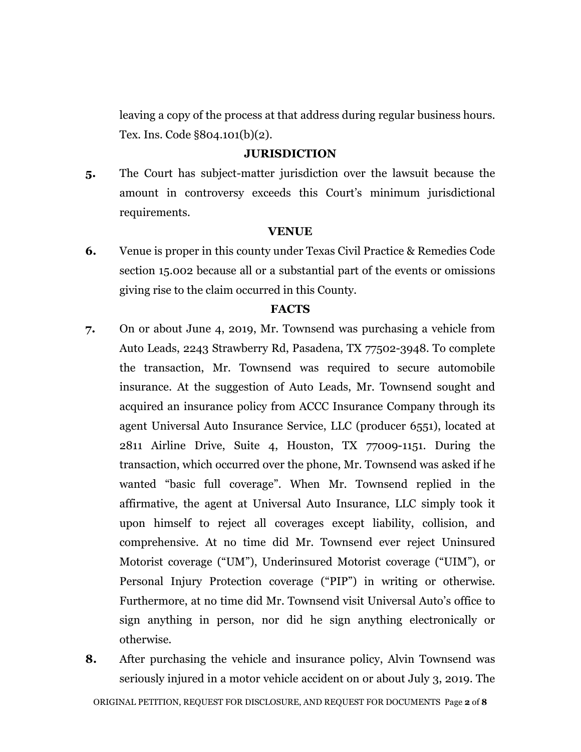leaving a copy of the process at that address during regular business hours. Tex. Ins. Code §804.101(b)(2).

## JURISDICTION

**5.** The Court has subject-matter jurisdiction over the lawsuit because the amount in controversy exceeds this Court's minimum jurisdictional requirements.

## VENUE

**6.** Venue is proper in this county under Texas Civil Practice & Remedies Code section 15.002 because all or a substantial part of the events or omissions giving rise to the claim occurred in this County.

## FACTS

**7.** On or about June 4, 2019, Mr. Townsend was purchasing a vehicle from Auto Leads, 2243 Strawberry Rd, Pasadena, TX 77502-3948. To complete the transaction, Mr. Townsend was required to secure automobile insurance. At the suggestion of Auto Leads, Mr. Townsend sought and acquired an insurance policy from ACCC Insurance Company through its agent Universal Auto Insurance Service, LLC (producer 6551), located at 2811 Airline Drive, Suite 4, Houston, TX 77009-1151. During the transaction, which occurred over the phone, Mr. Townsend was asked if he wanted "basic full coverage". When Mr. Townsend replied in the affirmative, the agent at Universal Auto Insurance, LLC simply took it upon himself to reject all coverages except liability, collision, and comprehensive. At no time did Mr. Townsend ever reject Uninsured Motorist coverage ("UM"), Underinsured Motorist coverage ("UIM"), or Personal Injury Protection coverage ("PIP") in writing or otherwise. Furthermore, at no time did Mr. Townsend visit Universal Auto's office to sign anything in person, nor did he sign anything electronically or otherwise.

**8.** After purchasing the vehicle and insurance policy, Alvin Townsend was seriously injured in a motor vehicle accident on or about July 3, 2019. The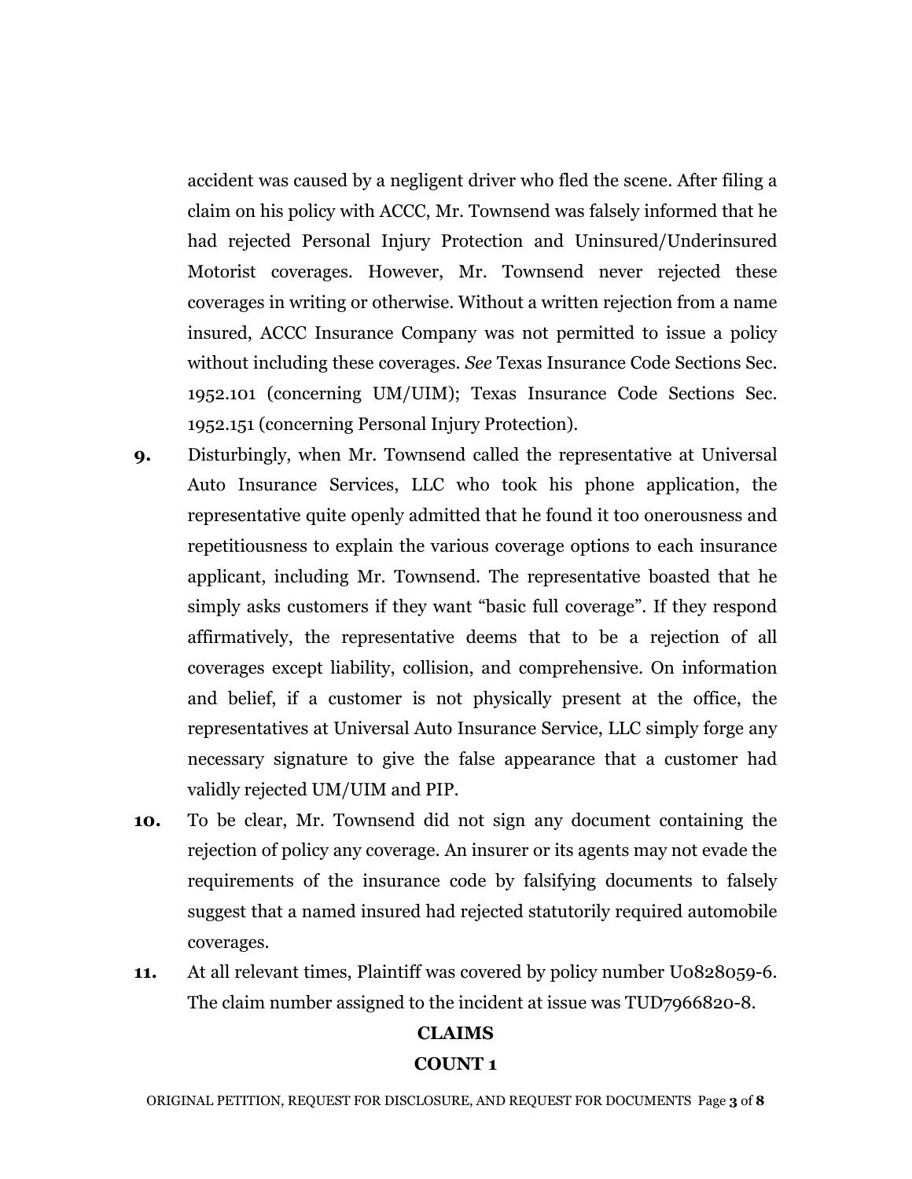accident was caused by a negligent driver who fled the scene. After filing a claim on his policy with ACCC, Mr. Townsend was falsely informed that he had rejected Personal Injury Protection and Uninsured/Underinsured Motorist coverages. However, Mr. Townsend never rejected these coverages in writing or otherwise. Without a written rejection from a name insured, ACCC Insurance Company was not permitted to issue a policy without including these coverages. *See* Texas Insurance Code Sections Sec. 1952.101 (concerning UM/UIM); Texas Insurance Code Sections Sec. 1952.151 (concerning Personal Injury Protection).

**9.** Disturbingly, when Mr. Townsend called the representative at Universal Auto Insurance Services, LLC who took his phone application, the representative quite openly admitted that he found it too onerousness and repetitiousness to explain the various coverage options to each insurance applicant, including Mr. Townsend. The representative boasted that he simply asks customers if they want "basic full coverage". If they respond affirmatively, the representative deems that to be a rejection of all coverages except liability, collision, and comprehensive. On information and belief, if a customer is not physically present at the office, the representatives at Universal Auto Insurance Service, LLC simply forge any necessary signature to give the false appearance that a customer had validly rejected UM/UIM and PIP.

**10.** To be clear, Mr. Townsend did not sign any document containing the rejection of policy any coverage. An insurer or its agents may not evade the requirements of the insurance code by falsifying documents to falsely suggest that a named insured had rejected statutorily required automobile coverages.

**11.** At all relevant times, Plaintiff was covered by policy number U0828059-6. The claim number assigned to the incident at issue was TUD7966820-8.

## CLAIMS

## COUNT 1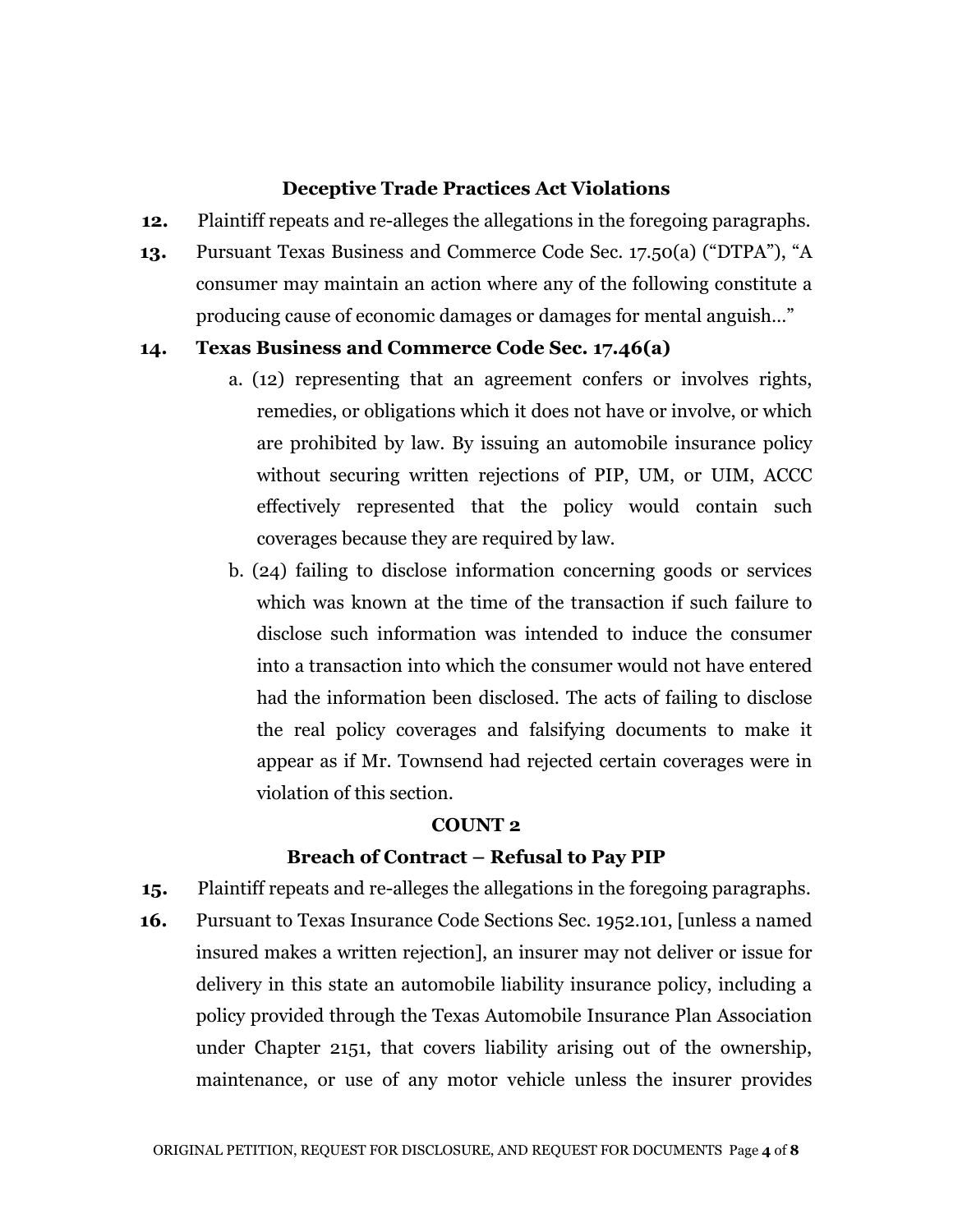### Deceptive Trade Practices Act Violations

**12.** Plaintiff repeats and re-alleges the allegations in the foregoing paragraphs.

**13.** Pursuant Texas Business and Commerce Code Sec. 17.50(a) ("DTPA"), "A consumer may maintain an action where any of the following constitute a producing cause of economic damages or damages for mental anguish…"

**14. Texas Business and Commerce Code Sec. 17.46(a)**

a. (12) representing that an agreement confers or involves rights, remedies, or obligations which it does not have or involve, or which are prohibited by law. By issuing an automobile insurance policy without securing written rejections of PIP, UM, or UIM, ACCC effectively represented that the policy would contain such coverages because they are required by law.

b. (24) failing to disclose information concerning goods or services which was known at the time of the transaction if such failure to disclose such information was intended to induce the consumer into a transaction into which the consumer would not have entered had the information been disclosed. The acts of failing to disclose the real policy coverages and falsifying documents to make it appear as if Mr. Townsend had rejected certain coverages were in violation of this section.

### COUNT 2

### Breach of Contract – Refusal to Pay PIP

**15.** Plaintiff repeats and re-alleges the allegations in the foregoing paragraphs.

**16.** Pursuant to Texas Insurance Code Sections Sec. 1952.101, [unless a named insured makes a written rejection], an insurer may not deliver or issue for delivery in this state an automobile liability insurance policy, including a policy provided through the Texas Automobile Insurance Plan Association under Chapter 2151, that covers liability arising out of the ownership, maintenance, or use of any motor vehicle unless the insurer provides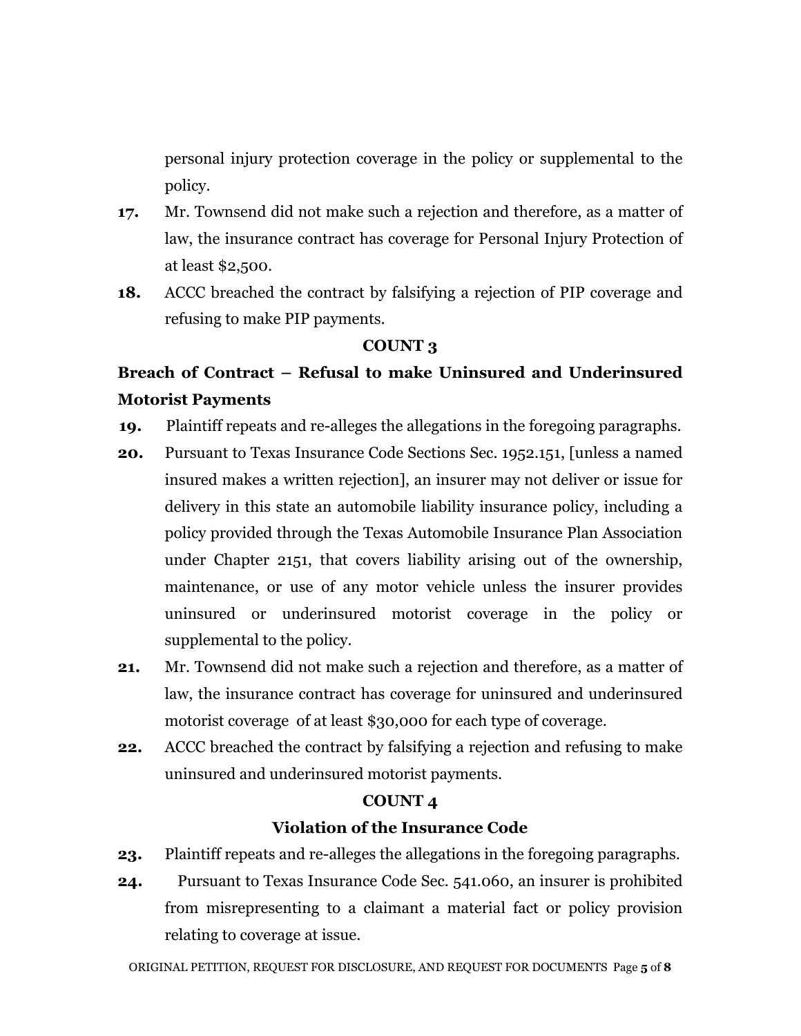personal injury protection coverage in the policy or supplemental to the policy.

**17.** Mr. Townsend did not make such a rejection and therefore, as a matter of law, the insurance contract has coverage for Personal Injury Protection of at least $2,500.

**18.** ACCC breached the contract by falsifying a rejection of PIP coverage and refusing to make PIP payments.

**COUNT 3**

**Breach of Contract – Refusal to make Uninsured and Underinsured Motorist Payments**

**19.** Plaintiff repeats and re-alleges the allegations in the foregoing paragraphs.

**20.** Pursuant to Texas Insurance Code Sections Sec. 1952.151, [unless a named insured makes a written rejection], an insurer may not deliver or issue for delivery in this state an automobile liability insurance policy, including a policy provided through the Texas Automobile Insurance Plan Association under Chapter 2151, that covers liability arising out of the ownership, maintenance, or use of any motor vehicle unless the insurer provides uninsured or underinsured motorist coverage in the policy or supplemental to the policy.

**21.** Mr. Townsend did not make such a rejection and therefore, as a matter of law, the insurance contract has coverage for uninsured and underinsured motorist coverage of at least $30,000 for each type of coverage.

**22.** ACCC breached the contract by falsifying a rejection and refusing to make uninsured and underinsured motorist payments.

**COUNT 4**

**Violation of the Insurance Code**

**23.** Plaintiff repeats and re-alleges the allegations in the foregoing paragraphs.

**24.** Pursuant to Texas Insurance Code Sec. 541.060, an insurer is prohibited from misrepresenting to a claimant a material fact or policy provision relating to coverage at issue.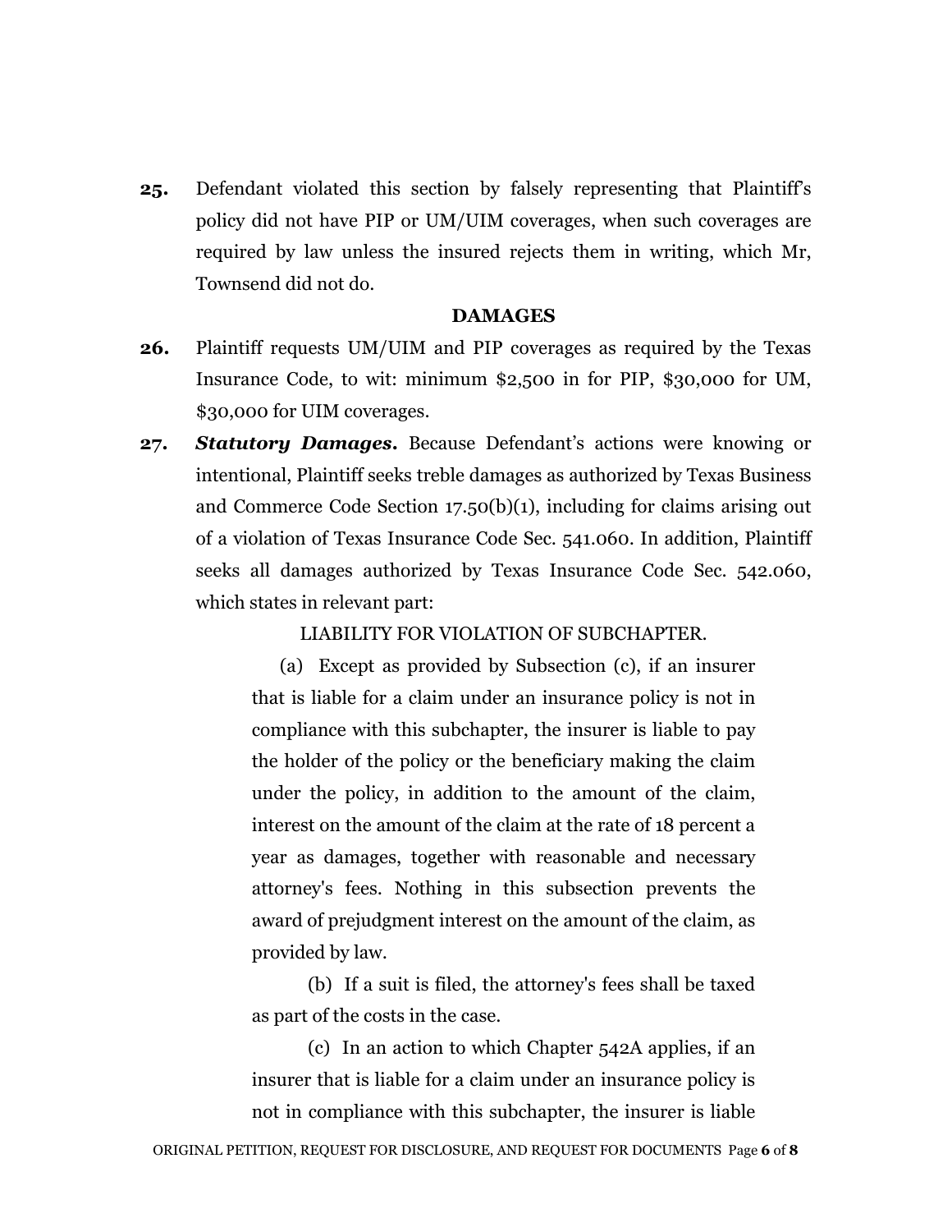**25.** Defendant violated this section by falsely representing that Plaintiff's policy did not have PIP or UM/UIM coverages, when such coverages are required by law unless the insured rejects them in writing, which Mr, Townsend did not do.

## DAMAGES

**26.** Plaintiff requests UM/UIM and PIP coverages as required by the Texas Insurance Code, to wit: minimum $2,500 in for PIP, $30,000 for UM, $30,000 for UIM coverages.

**27.** ***Statutory Damages.*** Because Defendant's actions were knowing or intentional, Plaintiff seeks treble damages as authorized by Texas Business and Commerce Code Section 17.50(b)(1), including for claims arising out of a violation of Texas Insurance Code Sec. 541.060. In addition, Plaintiff seeks all damages authorized by Texas Insurance Code Sec. 542.060, which states in relevant part:

> LIABILITY FOR VIOLATION OF SUBCHAPTER.
>
> (a) Except as provided by Subsection (c), if an insurer that is liable for a claim under an insurance policy is not in compliance with this subchapter, the insurer is liable to pay the holder of the policy or the beneficiary making the claim under the policy, in addition to the amount of the claim, interest on the amount of the claim at the rate of 18 percent a year as damages, together with reasonable and necessary attorney's fees. Nothing in this subsection prevents the award of prejudgment interest on the amount of the claim, as provided by law.
>
> (b) If a suit is filed, the attorney's fees shall be taxed as part of the costs in the case.
>
> (c) In an action to which Chapter 542A applies, if an insurer that is liable for a claim under an insurance policy is not in compliance with this subchapter, the insurer is liable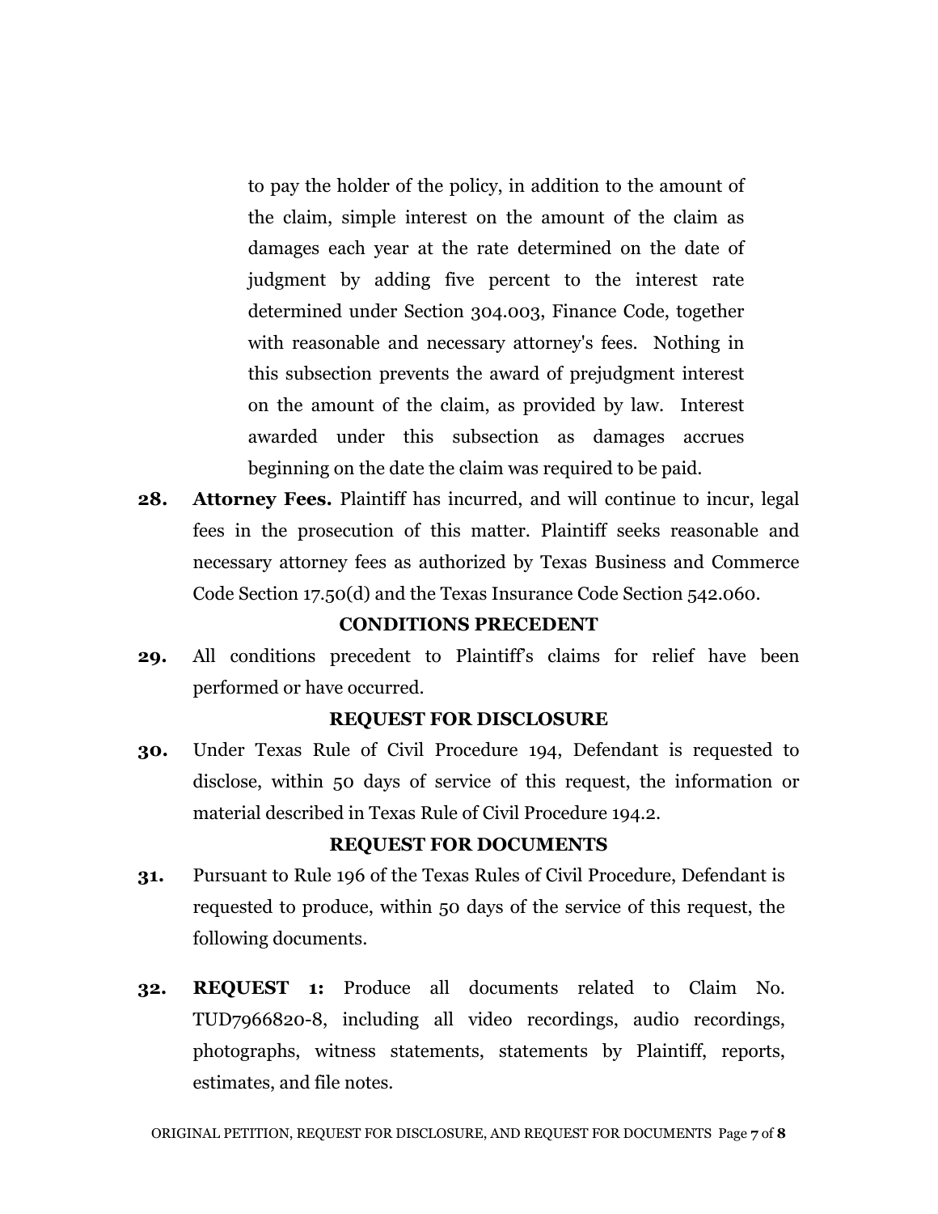> to pay the holder of the policy, in addition to the amount of the claim, simple interest on the amount of the claim as damages each year at the rate determined on the date of judgment by adding five percent to the interest rate determined under Section 304.003, Finance Code, together with reasonable and necessary attorney's fees. Nothing in this subsection prevents the award of prejudgment interest on the amount of the claim, as provided by law. Interest awarded under this subsection as damages accrues beginning on the date the claim was required to be paid.

**28.** **Attorney Fees.** Plaintiff has incurred, and will continue to incur, legal fees in the prosecution of this matter. Plaintiff seeks reasonable and necessary attorney fees as authorized by Texas Business and Commerce Code Section 17.50(d) and the Texas Insurance Code Section 542.060.

**CONDITIONS PRECEDENT**

**29.** All conditions precedent to Plaintiff's claims for relief have been performed or have occurred.

**REQUEST FOR DISCLOSURE**

**30.** Under Texas Rule of Civil Procedure 194, Defendant is requested to disclose, within 50 days of service of this request, the information or material described in Texas Rule of Civil Procedure 194.2.

**REQUEST FOR DOCUMENTS**

**31.** Pursuant to Rule 196 of the Texas Rules of Civil Procedure, Defendant is requested to produce, within 50 days of the service of this request, the following documents.

**32.** **REQUEST 1:** Produce all documents related to Claim No. TUD7966820-8, including all video recordings, audio recordings, photographs, witness statements, statements by Plaintiff, reports, estimates, and file notes.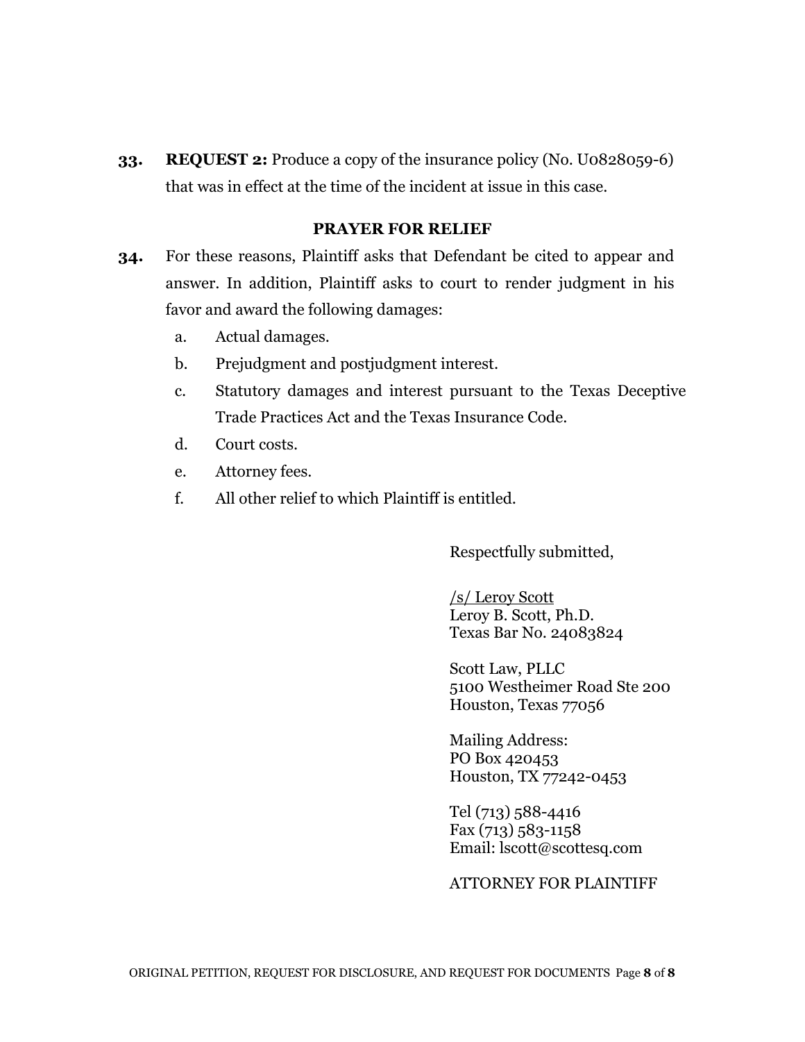**33.** **REQUEST 2:** Produce a copy of the insurance policy (No. U0828059-6) that was in effect at the time of the incident at issue in this case.

## PRAYER FOR RELIEF

**34.** For these reasons, Plaintiff asks that Defendant be cited to appear and answer. In addition, Plaintiff asks to court to render judgment in his favor and award the following damages:

a. Actual damages.

b. Prejudgment and postjudgment interest.

c. Statutory damages and interest pursuant to the Texas Deceptive Trade Practices Act and the Texas Insurance Code.

d. Court costs.

e. Attorney fees.

f. All other relief to which Plaintiff is entitled.

Respectfully submitted,

/s/ Leroy Scott
Leroy B. Scott, Ph.D.
Texas Bar No. 24083824

Scott Law, PLLC
5100 Westheimer Road Ste 200
Houston, Texas 77056

Mailing Address:
PO Box 420453
Houston, TX 77242-0453

Tel (713) 588-4416
Fax (713) 583-1158
Email: lscott@scottesq.com

ATTORNEY FOR PLAINTIFF